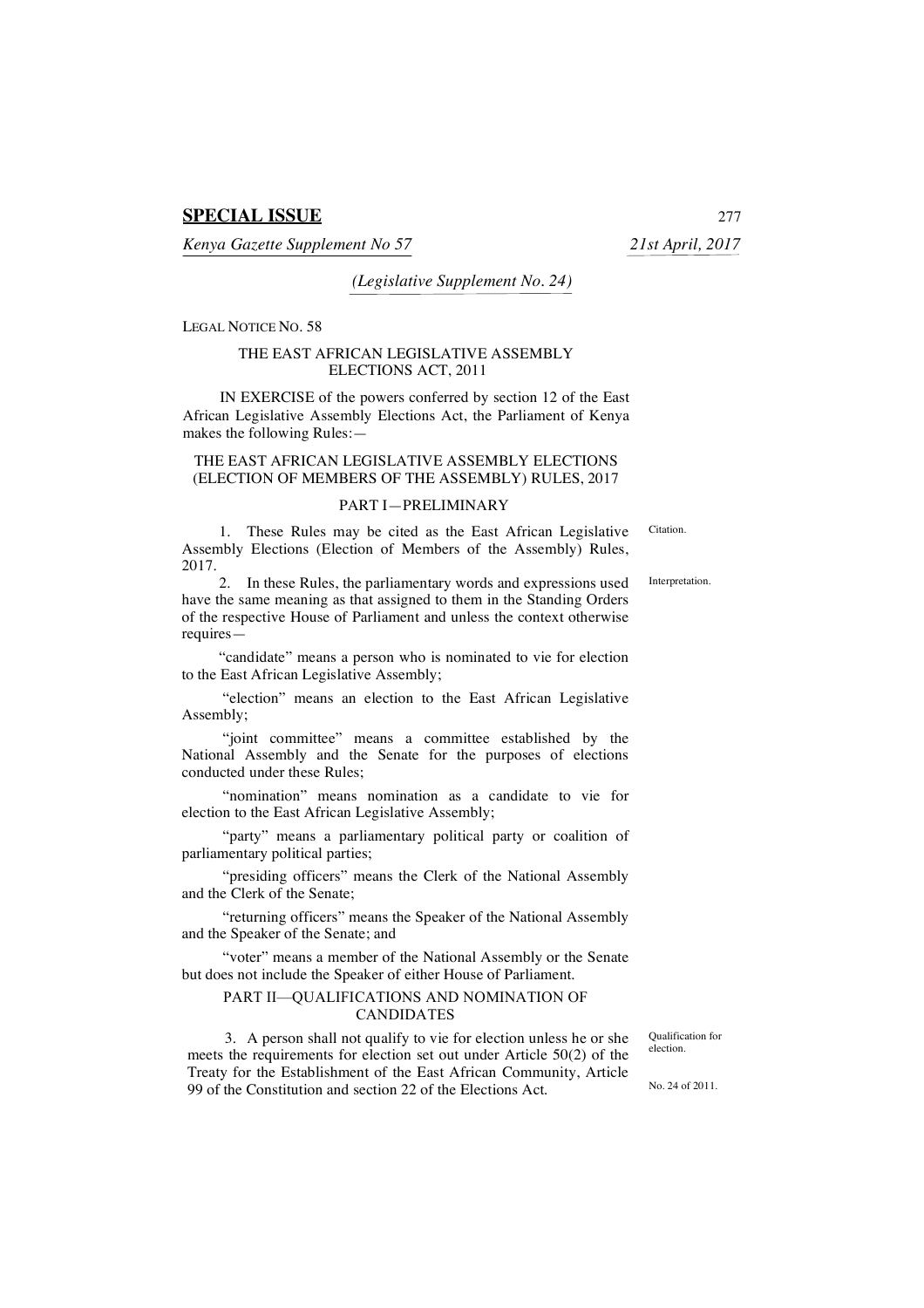## SPECIAL ISSUE

*Kenya Gazette Supplement No 57* *21st April, 2017*

*(Legislative Supplement No. 24)*

LEGAL NOTICE NO. 58

THE EAST AFRICAN LEGISLATIVE ASSEMBLY ELECTIONS ACT, 2011

IN EXERCISE of the powers conferred by section 12 of the East African Legislative Assembly Elections Act, the Parliament of Kenya makes the following Rules:—

THE EAST AFRICAN LEGISLATIVE ASSEMBLY ELECTIONS (ELECTION OF MEMBERS OF THE ASSEMBLY) RULES, 2017

PART I—PRELIMINARY

Citation.

1. These Rules may be cited as the East African Legislative Assembly Elections (Election of Members of the Assembly) Rules, 2017.

Interpretation.

2. In these Rules, the parliamentary words and expressions used have the same meaning as that assigned to them in the Standing Orders of the respective House of Parliament and unless the context otherwise requires—

"candidate" means a person who is nominated to vie for election to the East African Legislative Assembly;

"election" means an election to the East African Legislative Assembly;

"joint committee" means a committee established by the National Assembly and the Senate for the purposes of elections conducted under these Rules;

"nomination" means nomination as a candidate to vie for election to the East African Legislative Assembly;

"party" means a parliamentary political party or coalition of parliamentary political parties;

"presiding officers" means the Clerk of the National Assembly and the Clerk of the Senate;

"returning officers" means the Speaker of the National Assembly and the Speaker of the Senate; and

"voter" means a member of the National Assembly or the Senate but does not include the Speaker of either House of Parliament.

PART II—QUALIFICATIONS AND NOMINATION OF CANDIDATES

Qualification for election.

No. 24 of 2011.

3. A person shall not qualify to vie for election unless he or she meets the requirements for election set out under Article 50(2) of the Treaty for the Establishment of the East African Community, Article 99 of the Constitution and section 22 of the Elections Act.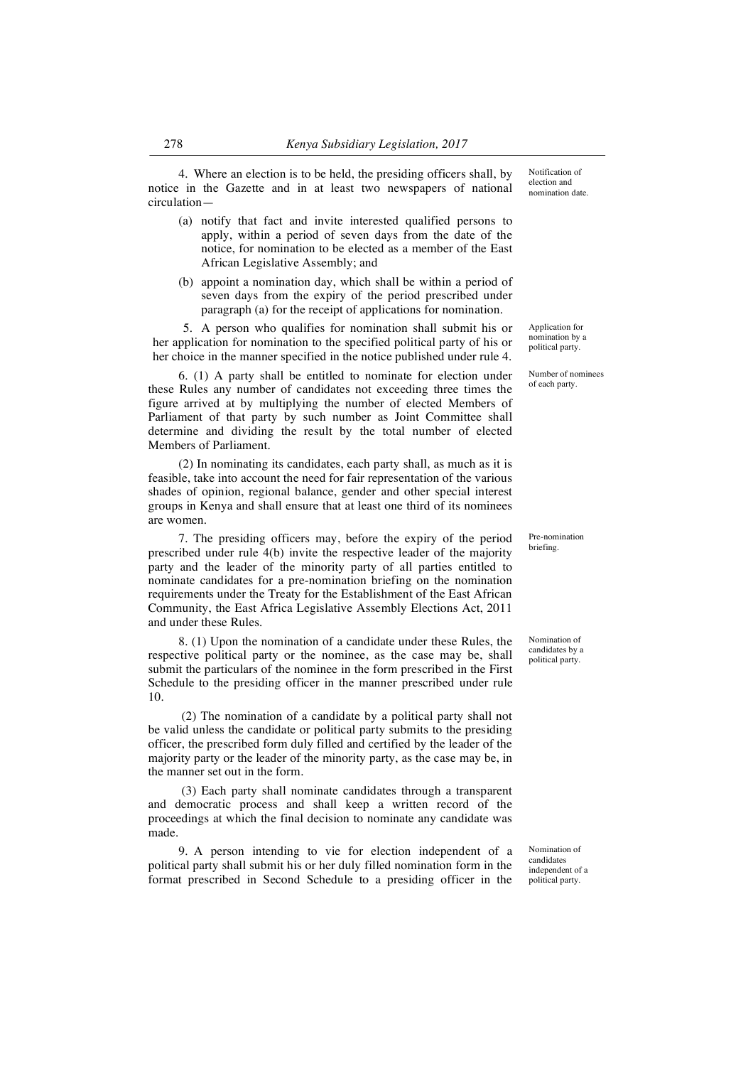4. Where an election is to be held, the presiding officers shall, by notice in the Gazette and in at least two newspapers of national circulation—

*Notification of election and nomination date.*

(a) notify that fact and invite interested qualified persons to apply, within a period of seven days from the date of the notice, for nomination to be elected as a member of the East African Legislative Assembly; and

(b) appoint a nomination day, which shall be within a period of seven days from the expiry of the period prescribed under paragraph (a) for the receipt of applications for nomination.

5. A person who qualifies for nomination shall submit his or her application for nomination to the specified political party of his or her choice in the manner specified in the notice published under rule 4.

*Application for nomination by a political party.*

6. (1) A party shall be entitled to nominate for election under these Rules any number of candidates not exceeding three times the figure arrived at by multiplying the number of elected Members of Parliament of that party by such number as Joint Committee shall determine and dividing the result by the total number of elected Members of Parliament.

*Number of nominees of each party.*

(2) In nominating its candidates, each party shall, as much as it is feasible, take into account the need for fair representation of the various shades of opinion, regional balance, gender and other special interest groups in Kenya and shall ensure that at least one third of its nominees are women.

7. The presiding officers may, before the expiry of the period prescribed under rule 4(b) invite the respective leader of the majority party and the leader of the minority party of all parties entitled to nominate candidates for a pre-nomination briefing on the nomination requirements under the Treaty for the Establishment of the East African Community, the East Africa Legislative Assembly Elections Act, 2011 and under these Rules.

*Pre-nomination briefing.*

8. (1) Upon the nomination of a candidate under these Rules, the respective political party or the nominee, as the case may be, shall submit the particulars of the nominee in the form prescribed in the First Schedule to the presiding officer in the manner prescribed under rule 10.

*Nomination of candidates by a political party.*

(2) The nomination of a candidate by a political party shall not be valid unless the candidate or political party submits to the presiding officer, the prescribed form duly filled and certified by the leader of the majority party or the leader of the minority party, as the case may be, in the manner set out in the form.

(3) Each party shall nominate candidates through a transparent and democratic process and shall keep a written record of the proceedings at which the final decision to nominate any candidate was made.

9. A person intending to vie for election independent of a political party shall submit his or her duly filled nomination form in the format prescribed in Second Schedule to a presiding officer in the

*Nomination of candidates independent of a political party.*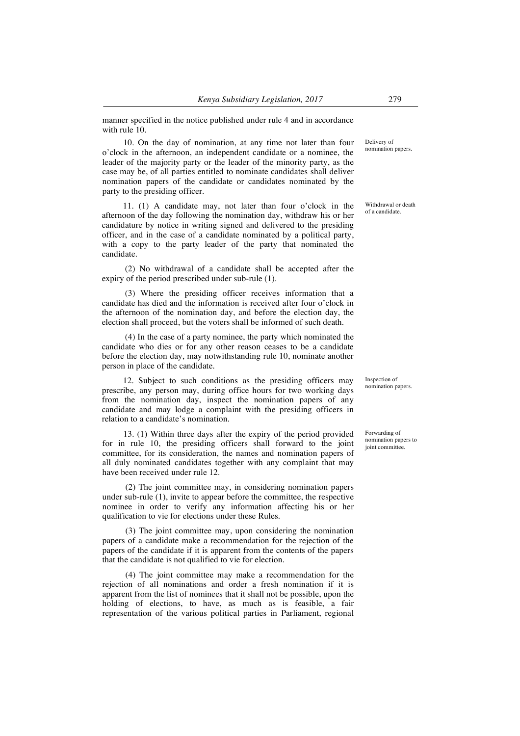manner specified in the notice published under rule 4 and in accordance with rule 10.

Delivery of nomination papers.

10. On the day of nomination, at any time not later than four o'clock in the afternoon, an independent candidate or a nominee, the leader of the majority party or the leader of the minority party, as the case may be, of all parties entitled to nominate candidates shall deliver nomination papers of the candidate or candidates nominated by the party to the presiding officer.

Withdrawal or death of a candidate.

11. (1) A candidate may, not later than four o'clock in the afternoon of the day following the nomination day, withdraw his or her candidature by notice in writing signed and delivered to the presiding officer, and in the case of a candidate nominated by a political party, with a copy to the party leader of the party that nominated the candidate.

(2) No withdrawal of a candidate shall be accepted after the expiry of the period prescribed under sub-rule (1).

(3) Where the presiding officer receives information that a candidate has died and the information is received after four o'clock in the afternoon of the nomination day, and before the election day, the election shall proceed, but the voters shall be informed of such death.

(4) In the case of a party nominee, the party which nominated the candidate who dies or for any other reason ceases to be a candidate before the election day, may notwithstanding rule 10, nominate another person in place of the candidate.

Inspection of nomination papers.

12. Subject to such conditions as the presiding officers may prescribe, any person may, during office hours for two working days from the nomination day, inspect the nomination papers of any candidate and may lodge a complaint with the presiding officers in relation to a candidate's nomination.

Forwarding of nomination papers to joint committee.

13. (1) Within three days after the expiry of the period provided for in rule 10, the presiding officers shall forward to the joint committee, for its consideration, the names and nomination papers of all duly nominated candidates together with any complaint that may have been received under rule 12.

(2) The joint committee may, in considering nomination papers under sub-rule (1), invite to appear before the committee, the respective nominee in order to verify any information affecting his or her qualification to vie for elections under these Rules.

(3) The joint committee may, upon considering the nomination papers of a candidate make a recommendation for the rejection of the papers of the candidate if it is apparent from the contents of the papers that the candidate is not qualified to vie for election.

(4) The joint committee may make a recommendation for the rejection of all nominations and order a fresh nomination if it is apparent from the list of nominees that it shall not be possible, upon the holding of elections, to have, as much as is feasible, a fair representation of the various political parties in Parliament, regional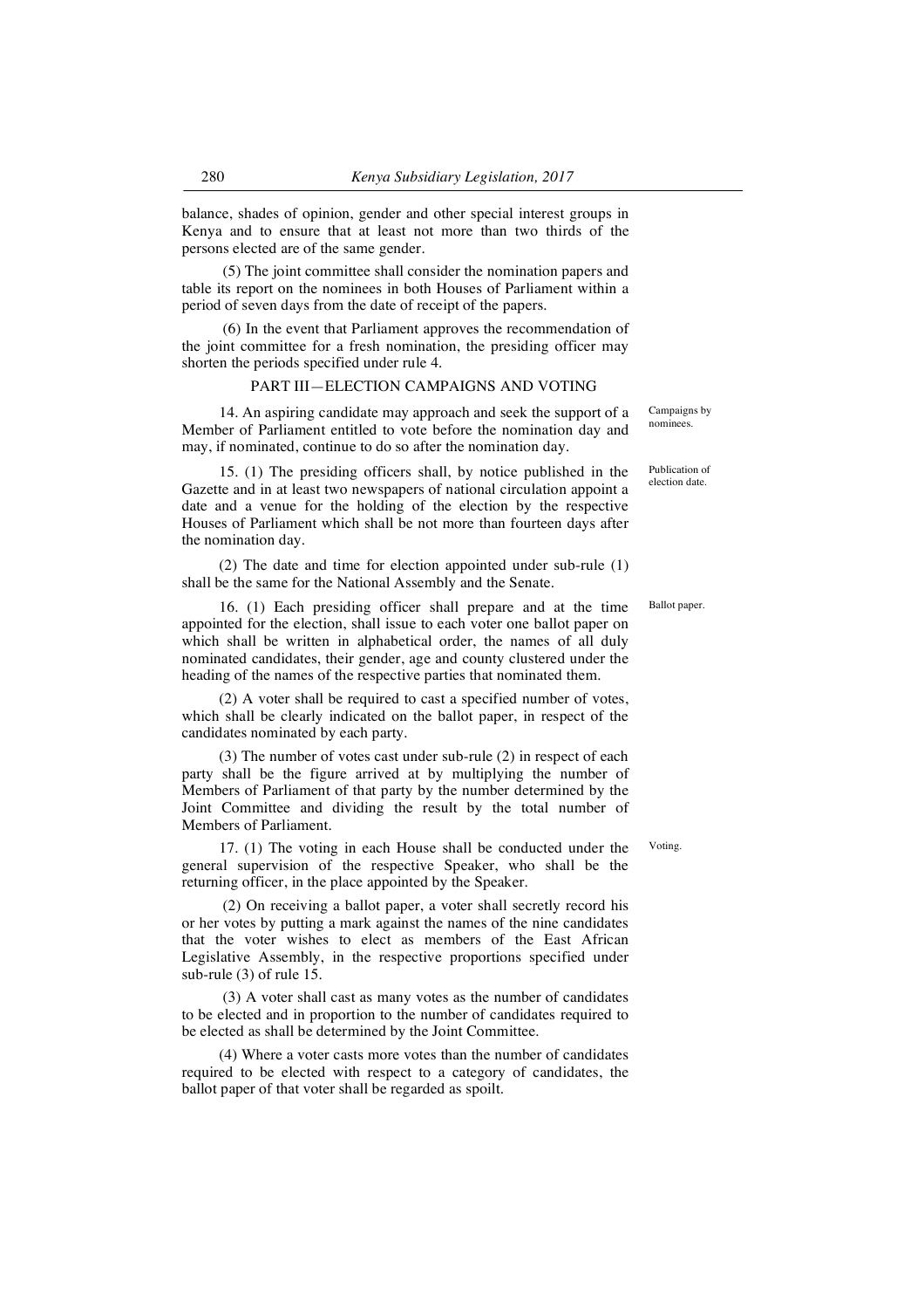balance, shades of opinion, gender and other special interest groups in Kenya and to ensure that at least not more than two thirds of the persons elected are of the same gender.

(5) The joint committee shall consider the nomination papers and table its report on the nominees in both Houses of Parliament within a period of seven days from the date of receipt of the papers.

(6) In the event that Parliament approves the recommendation of the joint committee for a fresh nomination, the presiding officer may shorten the periods specified under rule 4.

## PART III—ELECTION CAMPAIGNS AND VOTING

*Campaigns by nominees.*

14. An aspiring candidate may approach and seek the support of a Member of Parliament entitled to vote before the nomination day and may, if nominated, continue to do so after the nomination day.

*Publication of election date.*

15. (1) The presiding officers shall, by notice published in the Gazette and in at least two newspapers of national circulation appoint a date and a venue for the holding of the election by the respective Houses of Parliament which shall be not more than fourteen days after the nomination day.

(2) The date and time for election appointed under sub-rule (1) shall be the same for the National Assembly and the Senate.

*Ballot paper.*

16. (1) Each presiding officer shall prepare and at the time appointed for the election, shall issue to each voter one ballot paper on which shall be written in alphabetical order, the names of all duly nominated candidates, their gender, age and county clustered under the heading of the names of the respective parties that nominated them.

(2) A voter shall be required to cast a specified number of votes, which shall be clearly indicated on the ballot paper, in respect of the candidates nominated by each party.

(3) The number of votes cast under sub-rule (2) in respect of each party shall be the figure arrived at by multiplying the number of Members of Parliament of that party by the number determined by the Joint Committee and dividing the result by the total number of Members of Parliament.

*Voting.*

17. (1) The voting in each House shall be conducted under the general supervision of the respective Speaker, who shall be the returning officer, in the place appointed by the Speaker.

(2) On receiving a ballot paper, a voter shall secretly record his or her votes by putting a mark against the names of the nine candidates that the voter wishes to elect as members of the East African Legislative Assembly, in the respective proportions specified under sub-rule (3) of rule 15.

(3) A voter shall cast as many votes as the number of candidates to be elected and in proportion to the number of candidates required to be elected as shall be determined by the Joint Committee.

(4) Where a voter casts more votes than the number of candidates required to be elected with respect to a category of candidates, the ballot paper of that voter shall be regarded as spoilt.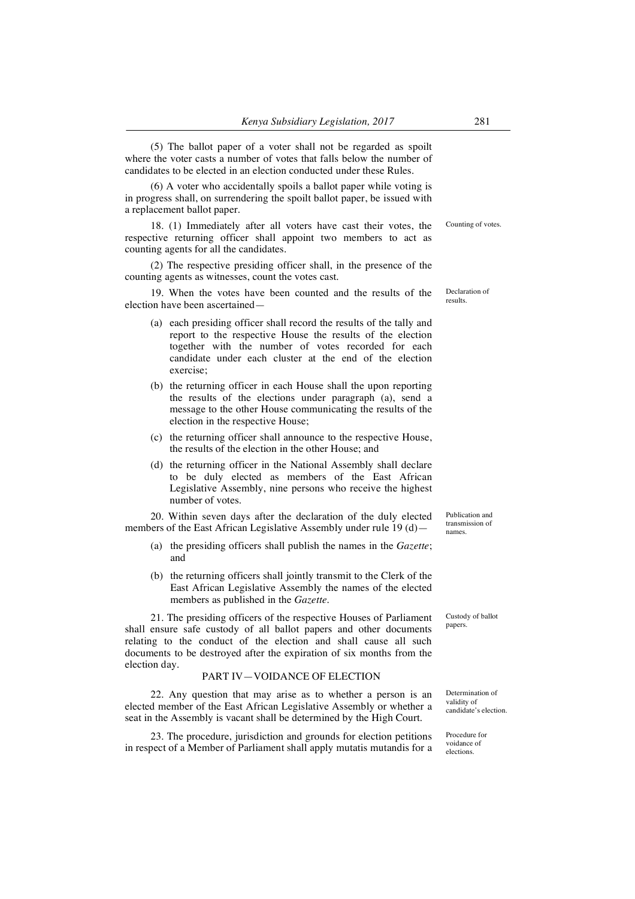(5) The ballot paper of a voter shall not be regarded as spoilt where the voter casts a number of votes that falls below the number of candidates to be elected in an election conducted under these Rules.

(6) A voter who accidentally spoils a ballot paper while voting is in progress shall, on surrendering the spoilt ballot paper, be issued with a replacement ballot paper.

*Counting of votes.*

18. (1) Immediately after all voters have cast their votes, the respective returning officer shall appoint two members to act as counting agents for all the candidates.

(2) The respective presiding officer shall, in the presence of the counting agents as witnesses, count the votes cast.

*Declaration of results.*

19. When the votes have been counted and the results of the election have been ascertained—

(a) each presiding officer shall record the results of the tally and report to the respective House the results of the election together with the number of votes recorded for each candidate under each cluster at the end of the election exercise;

(b) the returning officer in each House shall the upon reporting the results of the elections under paragraph (a), send a message to the other House communicating the results of the election in the respective House;

(c) the returning officer shall announce to the respective House, the results of the election in the other House; and

(d) the returning officer in the National Assembly shall declare to be duly elected as members of the East African Legislative Assembly, nine persons who receive the highest number of votes.

*Publication and transmission of names.*

20. Within seven days after the declaration of the duly elected members of the East African Legislative Assembly under rule 19 (d)—

(a) the presiding officers shall publish the names in the *Gazette*; and

(b) the returning officers shall jointly transmit to the Clerk of the East African Legislative Assembly the names of the elected members as published in the *Gazette*.

*Custody of ballot papers.*

21. The presiding officers of the respective Houses of Parliament shall ensure safe custody of all ballot papers and other documents relating to the conduct of the election and shall cause all such documents to be destroyed after the expiration of six months from the election day.

## PART IV—VOIDANCE OF ELECTION

*Determination of validity of candidate's election.*

22. Any question that may arise as to whether a person is an elected member of the East African Legislative Assembly or whether a seat in the Assembly is vacant shall be determined by the High Court.

*Procedure for voidance of elections.*

23. The procedure, jurisdiction and grounds for election petitions in respect of a Member of Parliament shall apply mutatis mutandis for a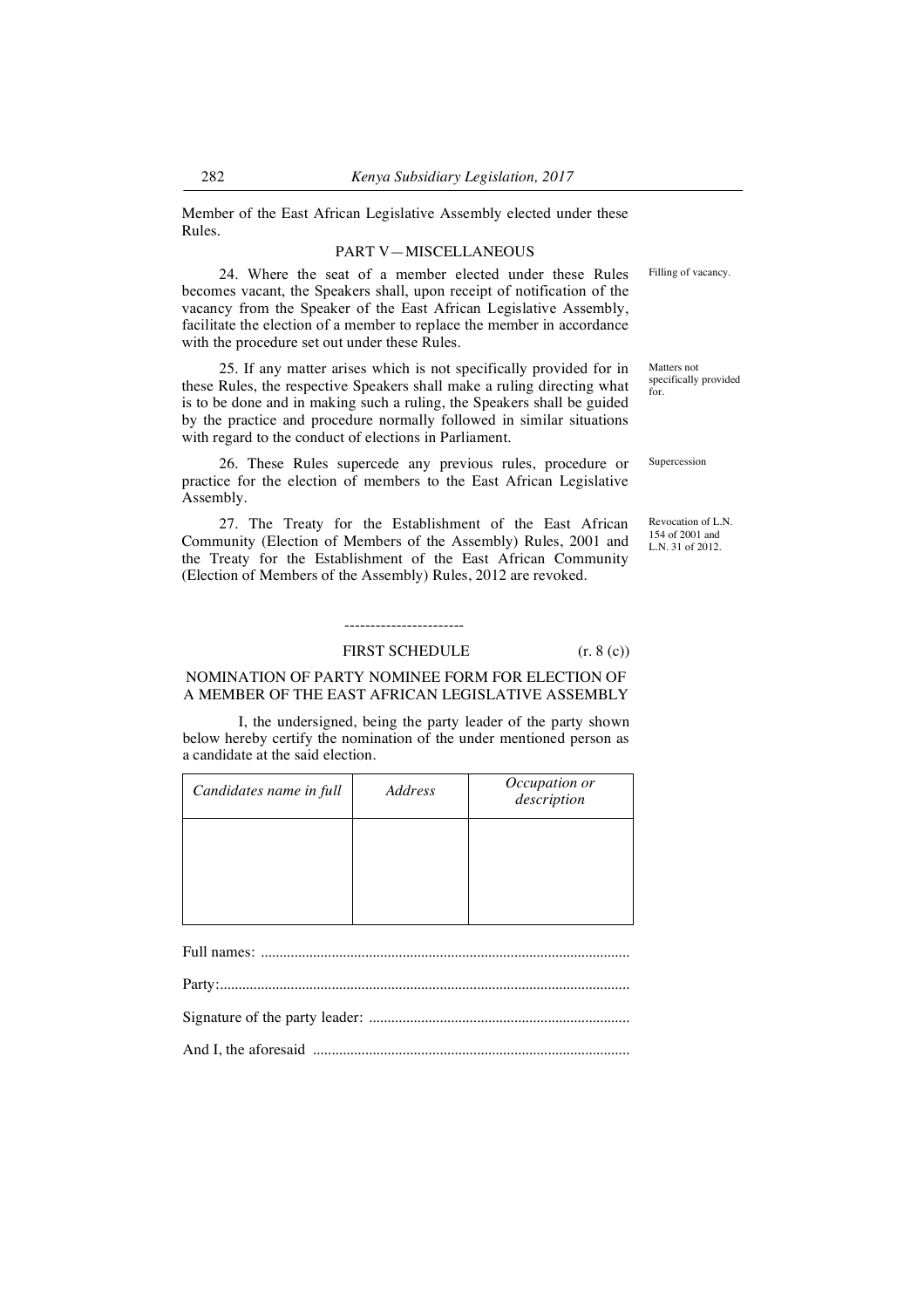Member of the East African Legislative Assembly elected under these Rules.

## PART V—MISCELLANEOUS

*Filling of vacancy.*

24. Where the seat of a member elected under these Rules becomes vacant, the Speakers shall, upon receipt of notification of the vacancy from the Speaker of the East African Legislative Assembly, facilitate the election of a member to replace the member in accordance with the procedure set out under these Rules.

*Matters not specifically provided for.*

25. If any matter arises which is not specifically provided for in these Rules, the respective Speakers shall make a ruling directing what is to be done and in making such a ruling, the Speakers shall be guided by the practice and procedure normally followed in similar situations with regard to the conduct of elections in Parliament.

*Supercession*

26. These Rules supercede any previous rules, procedure or practice for the election of members to the East African Legislative Assembly.

*Revocation of L.N. 154 of 2001 and L.N. 31 of 2012.*

27. The Treaty for the Establishment of the East African Community (Election of Members of the Assembly) Rules, 2001 and the Treaty for the Establishment of the East African Community (Election of Members of the Assembly) Rules, 2012 are revoked.

-----------------------

## FIRST SCHEDULE (r. 8 (c))

### NOMINATION OF PARTY NOMINEE FORM FOR ELECTION OF A MEMBER OF THE EAST AFRICAN LEGISLATIVE ASSEMBLY

I, the undersigned, being the party leader of the party shown below hereby certify the nomination of the under mentioned person as a candidate at the said election.

| *Candidates name in full* | *Address* | *Occupation or description* |
|---|---|---|
| | | |

Full names: ..................................................................................................

Party:..............................................................................................................

Signature of the party leader: ......................................................................

And I, the aforesaid .....................................................................................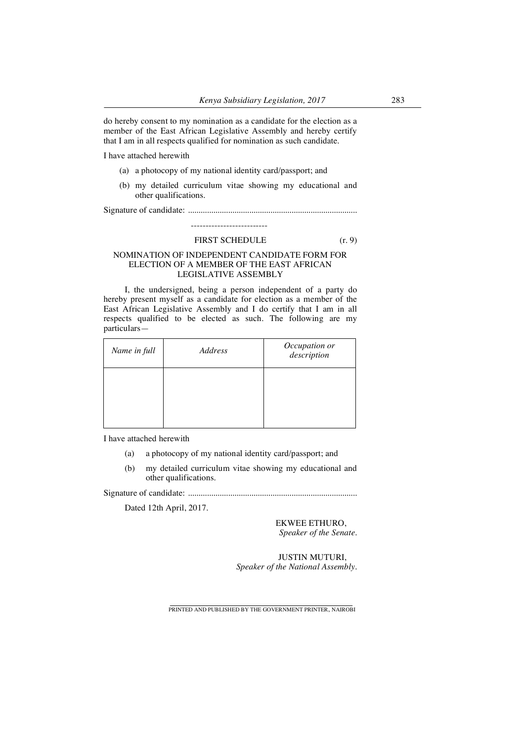do hereby consent to my nomination as a candidate for the election as a member of the East African Legislative Assembly and hereby certify that I am in all respects qualified for nomination as such candidate.

I have attached herewith

(a) a photocopy of my national identity card/passport; and

(b) my detailed curriculum vitae showing my educational and other qualifications.

Signature of candidate: ...............................................................................

--------------------------

FIRST SCHEDULE (r. 9)

NOMINATION OF INDEPENDENT CANDIDATE FORM FOR ELECTION OF A MEMBER OF THE EAST AFRICAN LEGISLATIVE ASSEMBLY

I, the undersigned, being a person independent of a party do hereby present myself as a candidate for election as a member of the East African Legislative Assembly and I do certify that I am in all respects qualified to be elected as such. The following are my particulars—

| *Name in full* | *Address* | *Occupation or description* |
|---|---|---|
| | | |

I have attached herewith

(a) a photocopy of my national identity card/passport; and

(b) my detailed curriculum vitae showing my educational and other qualifications.

Signature of candidate: ...............................................................................

Dated 12th April, 2017.

EKWEE ETHURO,
*Speaker of the Senate*.

JUSTIN MUTURI,
*Speaker of the National Assembly*.

PRINTED AND PUBLISHED BY THE GOVERNMENT PRINTER, NAIROBI